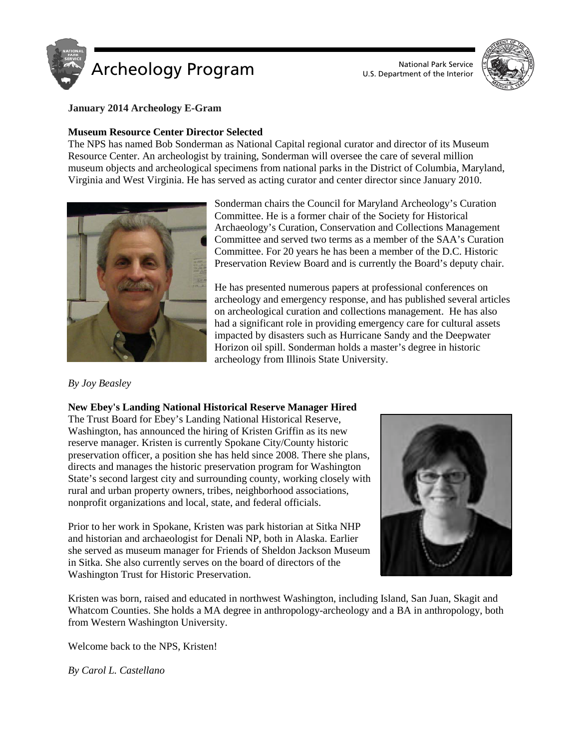# Archeology Program

National Park Service
U.S. Department of the Interior

**January 2014 Archeology E-Gram**

## Museum Resource Center Director Selected

The NPS has named Bob Sonderman as National Capital regional curator and director of its Museum Resource Center. An archeologist by training, Sonderman will oversee the care of several million museum objects and archeological specimens from national parks in the District of Columbia, Maryland, Virginia and West Virginia. He has served as acting curator and center director since January 2010.

Sonderman chairs the Council for Maryland Archeology's Curation Committee. He is a former chair of the Society for Historical Archaeology's Curation, Conservation and Collections Management Committee and served two terms as a member of the SAA's Curation Committee. For 20 years he has been a member of the D.C. Historic Preservation Review Board and is currently the Board's deputy chair.

He has presented numerous papers at professional conferences on archeology and emergency response, and has published several articles on archeological curation and collections management. He has also had a significant role in providing emergency care for cultural assets impacted by disasters such as Hurricane Sandy and the Deepwater Horizon oil spill. Sonderman holds a master's degree in historic archeology from Illinois State University.

*By Joy Beasley*

## New Ebey's Landing National Historical Reserve Manager Hired

The Trust Board for Ebey's Landing National Historical Reserve, Washington, has announced the hiring of Kristen Griffin as its new reserve manager. Kristen is currently Spokane City/County historic preservation officer, a position she has held since 2008. There she plans, directs and manages the historic preservation program for Washington State's second largest city and surrounding county, working closely with rural and urban property owners, tribes, neighborhood associations, nonprofit organizations and local, state, and federal officials.

Prior to her work in Spokane, Kristen was park historian at Sitka NHP and historian and archaeologist for Denali NP, both in Alaska. Earlier she served as museum manager for Friends of Sheldon Jackson Museum in Sitka. She also currently serves on the board of directors of the Washington Trust for Historic Preservation.

Kristen was born, raised and educated in northwest Washington, including Island, San Juan, Skagit and Whatcom Counties. She holds a MA degree in anthropology-archeology and a BA in anthropology, both from Western Washington University.

Welcome back to the NPS, Kristen!

*By Carol L. Castellano*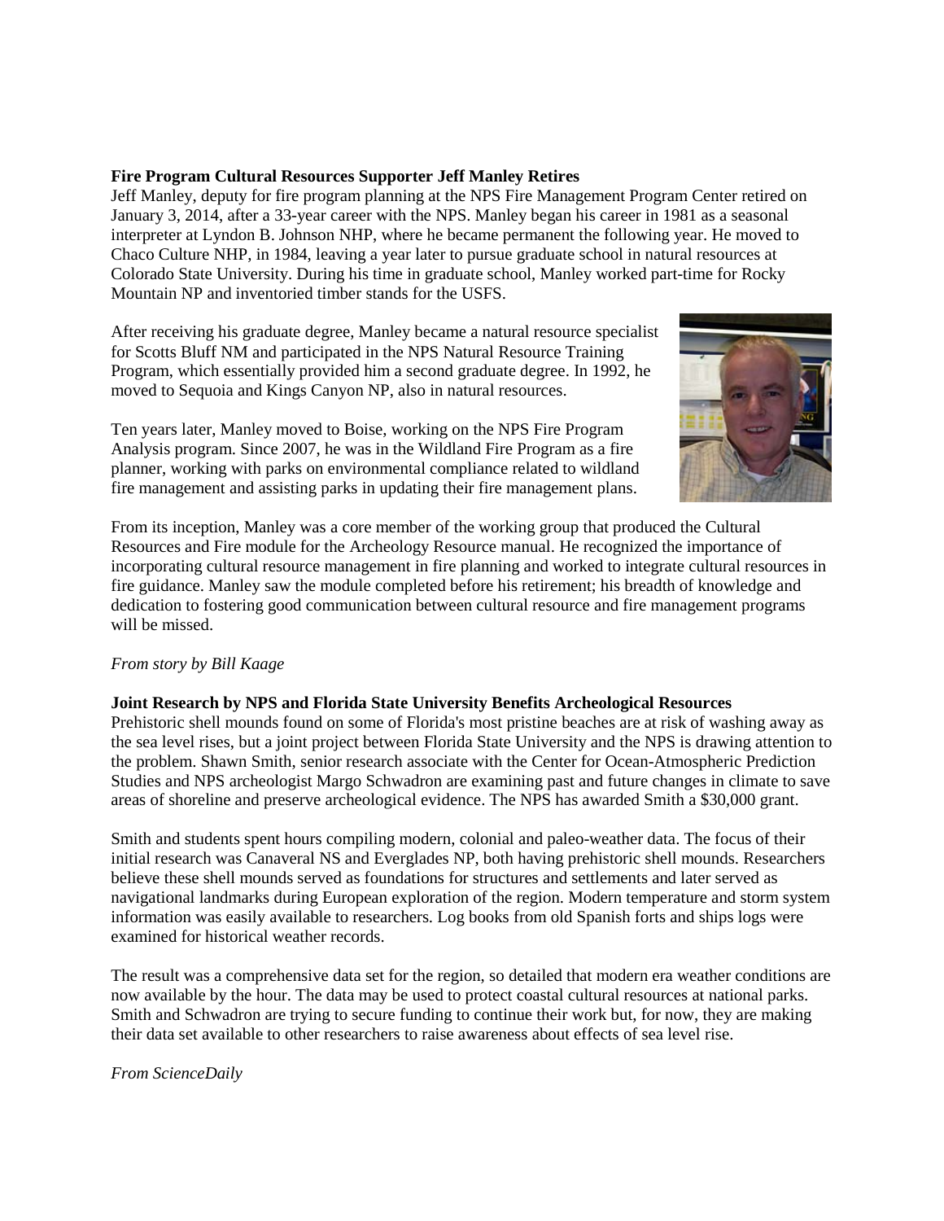**Fire Program Cultural Resources Supporter Jeff Manley Retires**

Jeff Manley, deputy for fire program planning at the NPS Fire Management Program Center retired on January 3, 2014, after a 33-year career with the NPS. Manley began his career in 1981 as a seasonal interpreter at Lyndon B. Johnson NHP, where he became permanent the following year. He moved to Chaco Culture NHP, in 1984, leaving a year later to pursue graduate school in natural resources at Colorado State University. During his time in graduate school, Manley worked part-time for Rocky Mountain NP and inventoried timber stands for the USFS.

After receiving his graduate degree, Manley became a natural resource specialist for Scotts Bluff NM and participated in the NPS Natural Resource Training Program, which essentially provided him a second graduate degree. In 1992, he moved to Sequoia and Kings Canyon NP, also in natural resources.

Ten years later, Manley moved to Boise, working on the NPS Fire Program Analysis program. Since 2007, he was in the Wildland Fire Program as a fire planner, working with parks on environmental compliance related to wildland fire management and assisting parks in updating their fire management plans.

From its inception, Manley was a core member of the working group that produced the Cultural Resources and Fire module for the Archeology Resource manual. He recognized the importance of incorporating cultural resource management in fire planning and worked to integrate cultural resources in fire guidance. Manley saw the module completed before his retirement; his breadth of knowledge and dedication to fostering good communication between cultural resource and fire management programs will be missed.

*From story by Bill Kaage*

**Joint Research by NPS and Florida State University Benefits Archeological Resources**

Prehistoric shell mounds found on some of Florida's most pristine beaches are at risk of washing away as the sea level rises, but a joint project between Florida State University and the NPS is drawing attention to the problem. Shawn Smith, senior research associate with the Center for Ocean-Atmospheric Prediction Studies and NPS archeologist Margo Schwadron are examining past and future changes in climate to save areas of shoreline and preserve archeological evidence. The NPS has awarded Smith a $30,000 grant.

Smith and students spent hours compiling modern, colonial and paleo-weather data. The focus of their initial research was Canaveral NS and Everglades NP, both having prehistoric shell mounds. Researchers believe these shell mounds served as foundations for structures and settlements and later served as navigational landmarks during European exploration of the region. Modern temperature and storm system information was easily available to researchers. Log books from old Spanish forts and ships logs were examined for historical weather records.

The result was a comprehensive data set for the region, so detailed that modern era weather conditions are now available by the hour. The data may be used to protect coastal cultural resources at national parks. Smith and Schwadron are trying to secure funding to continue their work but, for now, they are making their data set available to other researchers to raise awareness about effects of sea level rise.

*From ScienceDaily*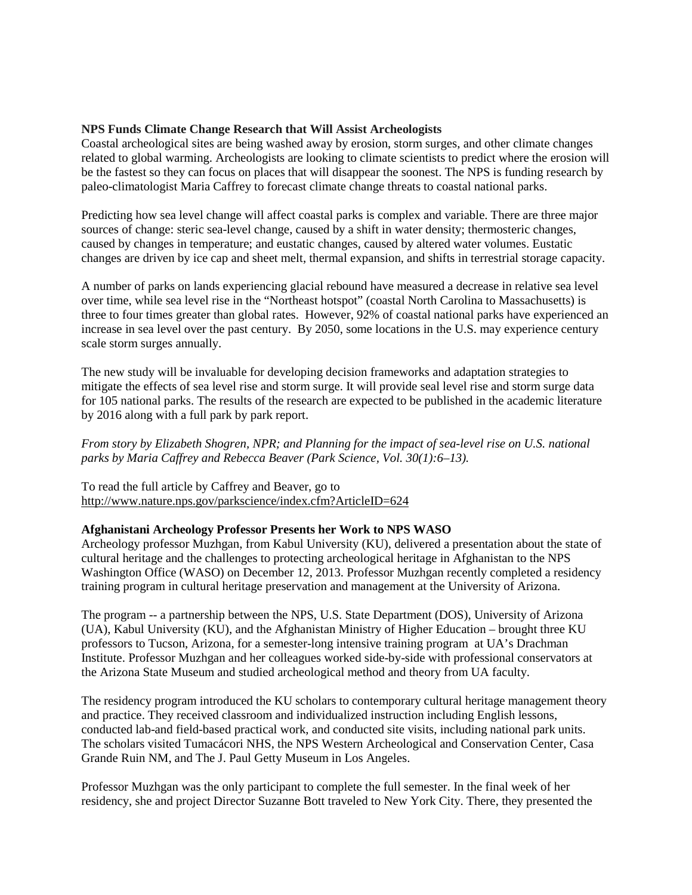**NPS Funds Climate Change Research that Will Assist Archeologists**

Coastal archeological sites are being washed away by erosion, storm surges, and other climate changes related to global warming. Archeologists are looking to climate scientists to predict where the erosion will be the fastest so they can focus on places that will disappear the soonest. The NPS is funding research by paleo-climatologist Maria Caffrey to forecast climate change threats to coastal national parks.

Predicting how sea level change will affect coastal parks is complex and variable. There are three major sources of change: steric sea-level change, caused by a shift in water density; thermosteric changes, caused by changes in temperature; and eustatic changes, caused by altered water volumes. Eustatic changes are driven by ice cap and sheet melt, thermal expansion, and shifts in terrestrial storage capacity.

A number of parks on lands experiencing glacial rebound have measured a decrease in relative sea level over time, while sea level rise in the "Northeast hotspot" (coastal North Carolina to Massachusetts) is three to four times greater than global rates. However, 92% of coastal national parks have experienced an increase in sea level over the past century. By 2050, some locations in the U.S. may experience century scale storm surges annually.

The new study will be invaluable for developing decision frameworks and adaptation strategies to mitigate the effects of sea level rise and storm surge. It will provide seal level rise and storm surge data for 105 national parks. The results of the research are expected to be published in the academic literature by 2016 along with a full park by park report.

*From story by Elizabeth Shogren, NPR; and Planning for the impact of sea-level rise on U.S. national parks by Maria Caffrey and Rebecca Beaver (Park Science, Vol. 30(1):6–13).*

To read the full article by Caffrey and Beaver, go to
http://www.nature.nps.gov/parkscience/index.cfm?ArticleID=624

**Afghanistani Archeology Professor Presents her Work to NPS WASO**

Archeology professor Muzhgan, from Kabul University (KU), delivered a presentation about the state of cultural heritage and the challenges to protecting archeological heritage in Afghanistan to the NPS Washington Office (WASO) on December 12, 2013. Professor Muzhgan recently completed a residency training program in cultural heritage preservation and management at the University of Arizona.

The program -- a partnership between the NPS, U.S. State Department (DOS), University of Arizona (UA), Kabul University (KU), and the Afghanistan Ministry of Higher Education – brought three KU professors to Tucson, Arizona, for a semester-long intensive training program at UA's Drachman Institute. Professor Muzhgan and her colleagues worked side-by-side with professional conservators at the Arizona State Museum and studied archeological method and theory from UA faculty.

The residency program introduced the KU scholars to contemporary cultural heritage management theory and practice. They received classroom and individualized instruction including English lessons, conducted lab-and field-based practical work, and conducted site visits, including national park units. The scholars visited Tumacácori NHS, the NPS Western Archeological and Conservation Center, Casa Grande Ruin NM, and The J. Paul Getty Museum in Los Angeles.

Professor Muzhgan was the only participant to complete the full semester. In the final week of her residency, she and project Director Suzanne Bott traveled to New York City. There, they presented the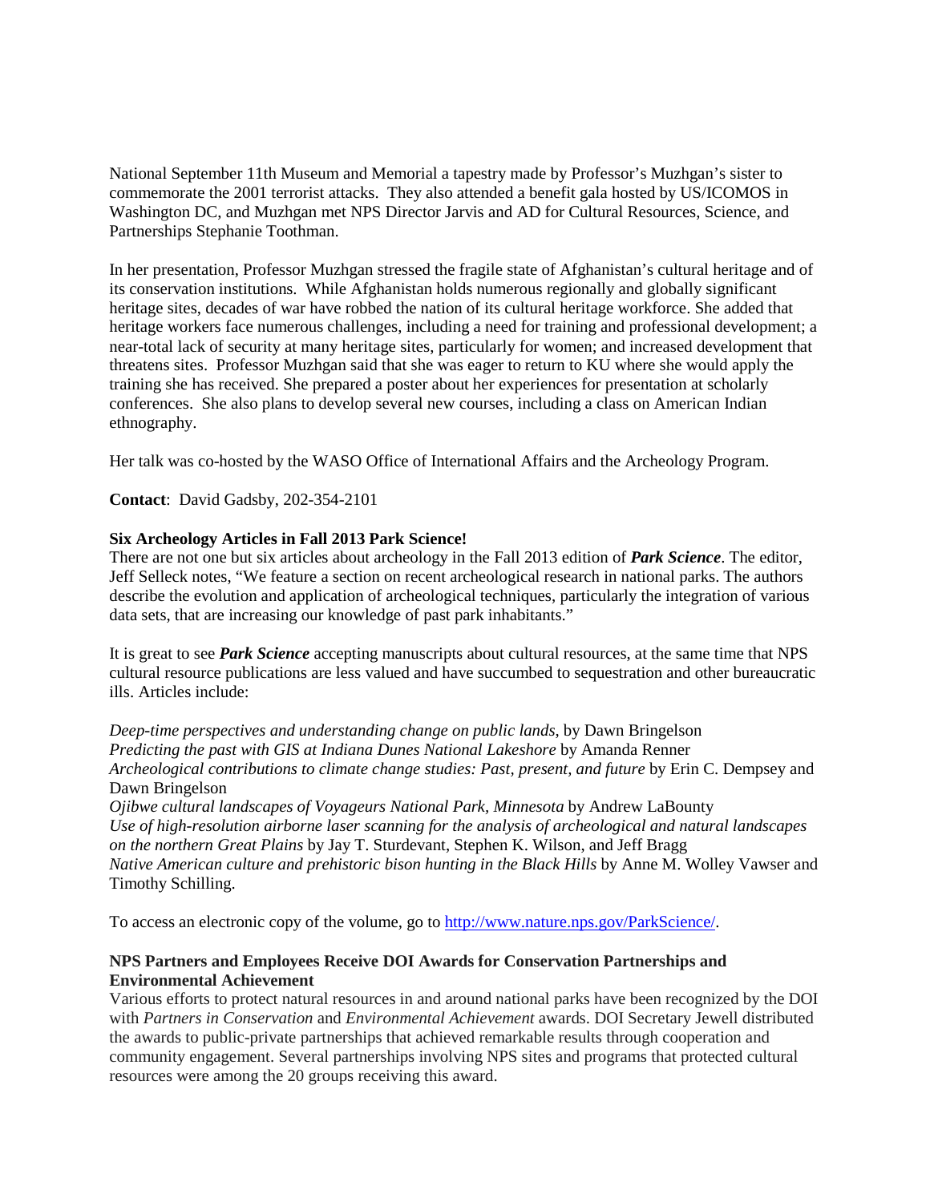National September 11th Museum and Memorial a tapestry made by Professor's Muzhgan's sister to commemorate the 2001 terrorist attacks. They also attended a benefit gala hosted by US/ICOMOS in Washington DC, and Muzhgan met NPS Director Jarvis and AD for Cultural Resources, Science, and Partnerships Stephanie Toothman.

In her presentation, Professor Muzhgan stressed the fragile state of Afghanistan's cultural heritage and of its conservation institutions. While Afghanistan holds numerous regionally and globally significant heritage sites, decades of war have robbed the nation of its cultural heritage workforce. She added that heritage workers face numerous challenges, including a need for training and professional development; a near-total lack of security at many heritage sites, particularly for women; and increased development that threatens sites. Professor Muzhgan said that she was eager to return to KU where she would apply the training she has received. She prepared a poster about her experiences for presentation at scholarly conferences. She also plans to develop several new courses, including a class on American Indian ethnography.

Her talk was co-hosted by the WASO Office of International Affairs and the Archeology Program.

**Contact**: David Gadsby, 202-354-2101

**Six Archeology Articles in Fall 2013 Park Science!**

There are not one but six articles about archeology in the Fall 2013 edition of ***Park Science***. The editor, Jeff Selleck notes, "We feature a section on recent archeological research in national parks. The authors describe the evolution and application of archeological techniques, particularly the integration of various data sets, that are increasing our knowledge of past park inhabitants."

It is great to see ***Park Science*** accepting manuscripts about cultural resources, at the same time that NPS cultural resource publications are less valued and have succumbed to sequestration and other bureaucratic ills. Articles include:

*Deep-time perspectives and understanding change on public lands*, by Dawn Bringelson
*Predicting the past with GIS at Indiana Dunes National Lakeshore* by Amanda Renner
*Archeological contributions to climate change studies: Past, present, and future* by Erin C. Dempsey and Dawn Bringelson
*Ojibwe cultural landscapes of Voyageurs National Park, Minnesota* by Andrew LaBounty
*Use of high-resolution airborne laser scanning for the analysis of archeological and natural landscapes on the northern Great Plains* by Jay T. Sturdevant, Stephen K. Wilson, and Jeff Bragg
*Native American culture and prehistoric bison hunting in the Black Hills* by Anne M. Wolley Vawser and Timothy Schilling.

To access an electronic copy of the volume, go to http://www.nature.nps.gov/ParkScience/.

**NPS Partners and Employees Receive DOI Awards for Conservation Partnerships and Environmental Achievement**

Various efforts to protect natural resources in and around national parks have been recognized by the DOI with *Partners in Conservation* and *Environmental Achievement* awards. DOI Secretary Jewell distributed the awards to public-private partnerships that achieved remarkable results through cooperation and community engagement. Several partnerships involving NPS sites and programs that protected cultural resources were among the 20 groups receiving this award.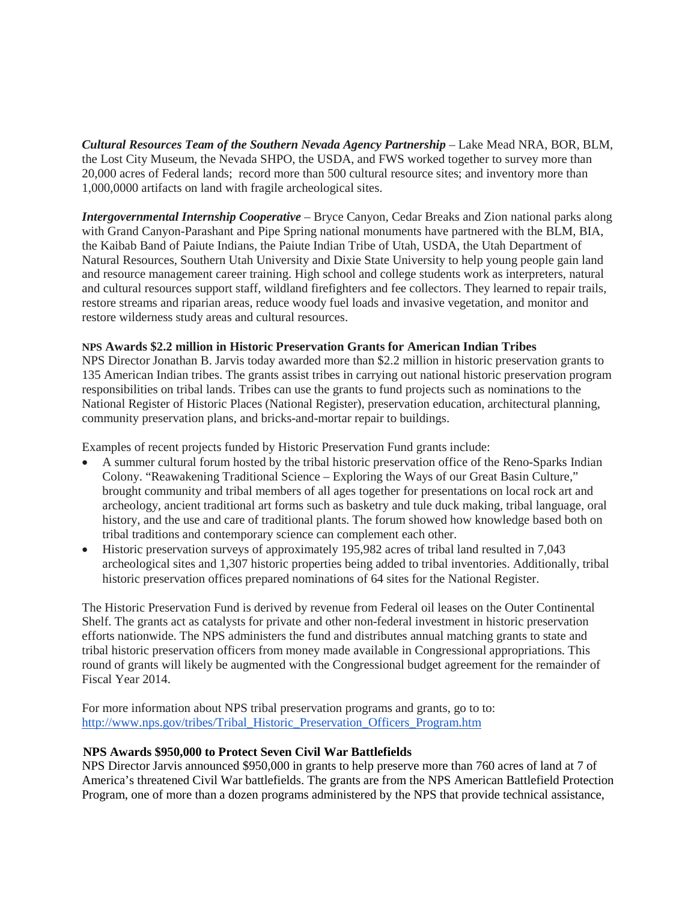***Cultural Resources Team of the Southern Nevada Agency Partnership*** – Lake Mead NRA, BOR, BLM, the Lost City Museum, the Nevada SHPO, the USDA, and FWS worked together to survey more than 20,000 acres of Federal lands; record more than 500 cultural resource sites; and inventory more than 1,000,0000 artifacts on land with fragile archeological sites.

***Intergovernmental Internship Cooperative*** – Bryce Canyon, Cedar Breaks and Zion national parks along with Grand Canyon-Parashant and Pipe Spring national monuments have partnered with the BLM, BIA, the Kaibab Band of Paiute Indians, the Paiute Indian Tribe of Utah, USDA, the Utah Department of Natural Resources, Southern Utah University and Dixie State University to help young people gain land and resource management career training. High school and college students work as interpreters, natural and cultural resources support staff, wildland firefighters and fee collectors. They learned to repair trails, restore streams and riparian areas, reduce woody fuel loads and invasive vegetation, and monitor and restore wilderness study areas and cultural resources.

**NPS Awards $2.2 million in Historic Preservation Grants for American Indian Tribes**

NPS Director Jonathan B. Jarvis today awarded more than $2.2 million in historic preservation grants to 135 American Indian tribes. The grants assist tribes in carrying out national historic preservation program responsibilities on tribal lands. Tribes can use the grants to fund projects such as nominations to the National Register of Historic Places (National Register), preservation education, architectural planning, community preservation plans, and bricks-and-mortar repair to buildings.

Examples of recent projects funded by Historic Preservation Fund grants include:

- A summer cultural forum hosted by the tribal historic preservation office of the Reno-Sparks Indian Colony. "Reawakening Traditional Science – Exploring the Ways of our Great Basin Culture," brought community and tribal members of all ages together for presentations on local rock art and archeology, ancient traditional art forms such as basketry and tule duck making, tribal language, oral history, and the use and care of traditional plants. The forum showed how knowledge based both on tribal traditions and contemporary science can complement each other.
- Historic preservation surveys of approximately 195,982 acres of tribal land resulted in 7,043 archeological sites and 1,307 historic properties being added to tribal inventories. Additionally, tribal historic preservation offices prepared nominations of 64 sites for the National Register.

The Historic Preservation Fund is derived by revenue from Federal oil leases on the Outer Continental Shelf. The grants act as catalysts for private and other non-federal investment in historic preservation efforts nationwide. The NPS administers the fund and distributes annual matching grants to state and tribal historic preservation officers from money made available in Congressional appropriations. This round of grants will likely be augmented with the Congressional budget agreement for the remainder of Fiscal Year 2014.

For more information about NPS tribal preservation programs and grants, go to to:
http://www.nps.gov/tribes/Tribal_Historic_Preservation_Officers_Program.htm

**NPS Awards $950,000 to Protect Seven Civil War Battlefields**

NPS Director Jarvis announced $950,000 in grants to help preserve more than 760 acres of land at 7 of America's threatened Civil War battlefields. The grants are from the NPS American Battlefield Protection Program, one of more than a dozen programs administered by the NPS that provide technical assistance,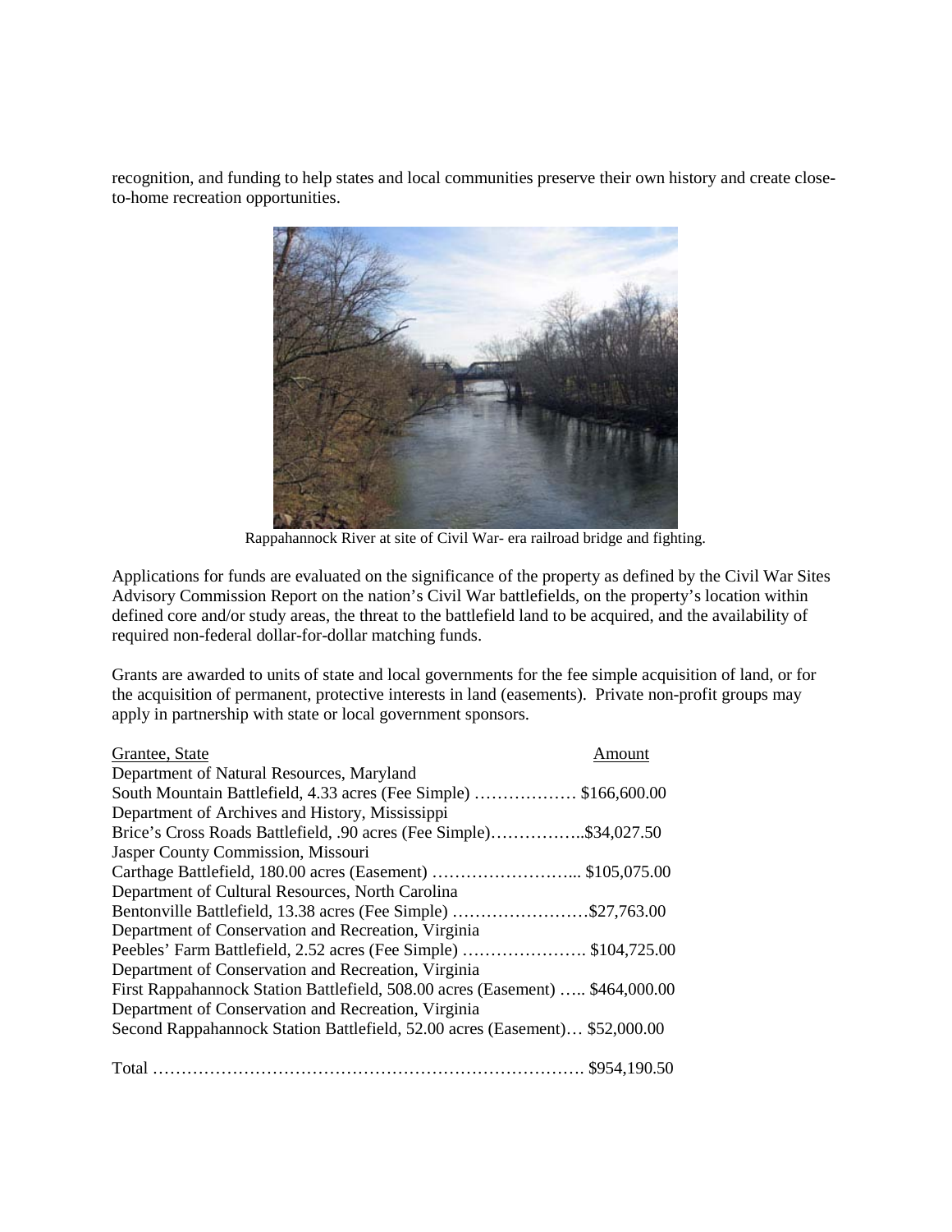recognition, and funding to help states and local communities preserve their own history and create close-to-home recreation opportunities.

Rappahannock River at site of Civil War- era railroad bridge and fighting.

Applications for funds are evaluated on the significance of the property as defined by the Civil War Sites Advisory Commission Report on the nation's Civil War battlefields, on the property's location within defined core and/or study areas, the threat to the battlefield land to be acquired, and the availability of required non-federal dollar-for-dollar matching funds.

Grants are awarded to units of state and local governments for the fee simple acquisition of land, or for the acquisition of permanent, protective interests in land (easements). Private non-profit groups may apply in partnership with state or local government sponsors.

| Grantee, State | Amount |
|---|---|
| Department of Natural Resources, Maryland<br>South Mountain Battlefield, 4.33 acres (Fee Simple) | $166,600.00 |
| Department of Archives and History, Mississippi<br>Brice's Cross Roads Battlefield, .90 acres (Fee Simple) | $34,027.50 |
| Jasper County Commission, Missouri<br>Carthage Battlefield, 180.00 acres (Easement) | $105,075.00 |
| Department of Cultural Resources, North Carolina<br>Bentonville Battlefield, 13.38 acres (Fee Simple) | $27,763.00 |
| Department of Conservation and Recreation, Virginia<br>Peebles' Farm Battlefield, 2.52 acres (Fee Simple) | $104,725.00 |
| Department of Conservation and Recreation, Virginia<br>First Rappahannock Station Battlefield, 508.00 acres (Easement) | $464,000.00 |
| Department of Conservation and Recreation, Virginia<br>Second Rappahannock Station Battlefield, 52.00 acres (Easement) | $52,000.00 |
| Total | $954,190.50 |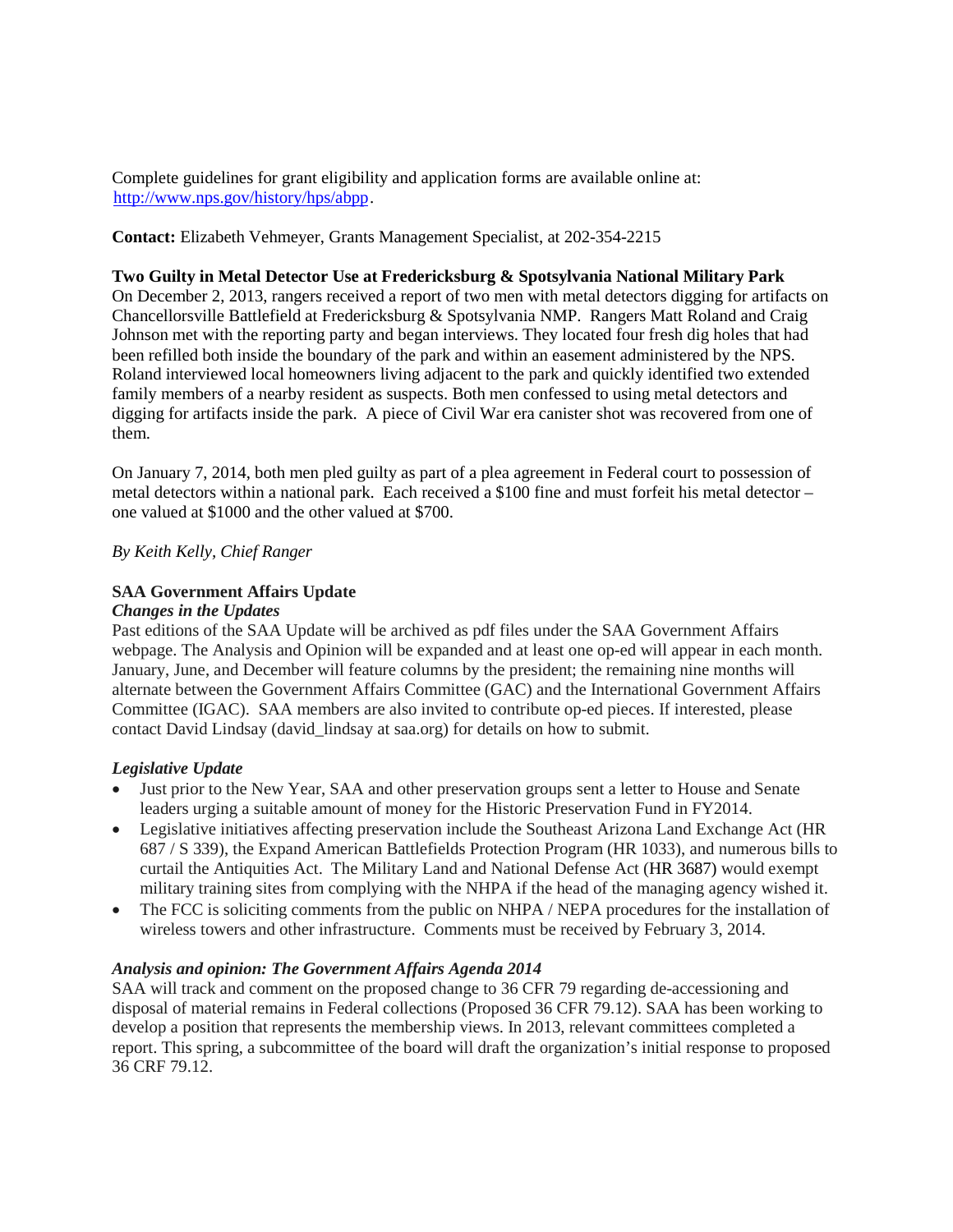Complete guidelines for grant eligibility and application forms are available online at: [http://www.nps.gov/history/hps/abpp](http://www.nps.gov/history/hps/abpp).

**Contact:** Elizabeth Vehmeyer, Grants Management Specialist, at 202-354-2215

**Two Guilty in Metal Detector Use at Fredericksburg & Spotsylvania National Military Park**

On December 2, 2013, rangers received a report of two men with metal detectors digging for artifacts on Chancellorsville Battlefield at Fredericksburg & Spotsylvania NMP. Rangers Matt Roland and Craig Johnson met with the reporting party and began interviews. They located four fresh dig holes that had been refilled both inside the boundary of the park and within an easement administered by the NPS. Roland interviewed local homeowners living adjacent to the park and quickly identified two extended family members of a nearby resident as suspects. Both men confessed to using metal detectors and digging for artifacts inside the park. A piece of Civil War era canister shot was recovered from one of them.

On January 7, 2014, both men pled guilty as part of a plea agreement in Federal court to possession of metal detectors within a national park. Each received a $100 fine and must forfeit his metal detector – one valued at $1000 and the other valued at $700.

*By Keith Kelly, Chief Ranger*

**SAA Government Affairs Update**

***Changes in the Updates***

Past editions of the SAA Update will be archived as pdf files under the SAA Government Affairs webpage. The Analysis and Opinion will be expanded and at least one op-ed will appear in each month. January, June, and December will feature columns by the president; the remaining nine months will alternate between the Government Affairs Committee (GAC) and the International Government Affairs Committee (IGAC). SAA members are also invited to contribute op-ed pieces. If interested, please contact David Lindsay (david_lindsay at saa.org) for details on how to submit.

***Legislative Update***

- Just prior to the New Year, SAA and other preservation groups sent a letter to House and Senate leaders urging a suitable amount of money for the Historic Preservation Fund in FY2014.
- Legislative initiatives affecting preservation include the Southeast Arizona Land Exchange Act (HR 687 / S 339), the Expand American Battlefields Protection Program (HR 1033), and numerous bills to curtail the Antiquities Act. The Military Land and National Defense Act (HR 3687) would exempt military training sites from complying with the NHPA if the head of the managing agency wished it.
- The FCC is soliciting comments from the public on NHPA / NEPA procedures for the installation of wireless towers and other infrastructure. Comments must be received by February 3, 2014.

***Analysis and opinion: The Government Affairs Agenda 2014***

SAA will track and comment on the proposed change to 36 CFR 79 regarding de-accessioning and disposal of material remains in Federal collections (Proposed 36 CFR 79.12). SAA has been working to develop a position that represents the membership views. In 2013, relevant committees completed a report. This spring, a subcommittee of the board will draft the organization's initial response to proposed 36 CRF 79.12.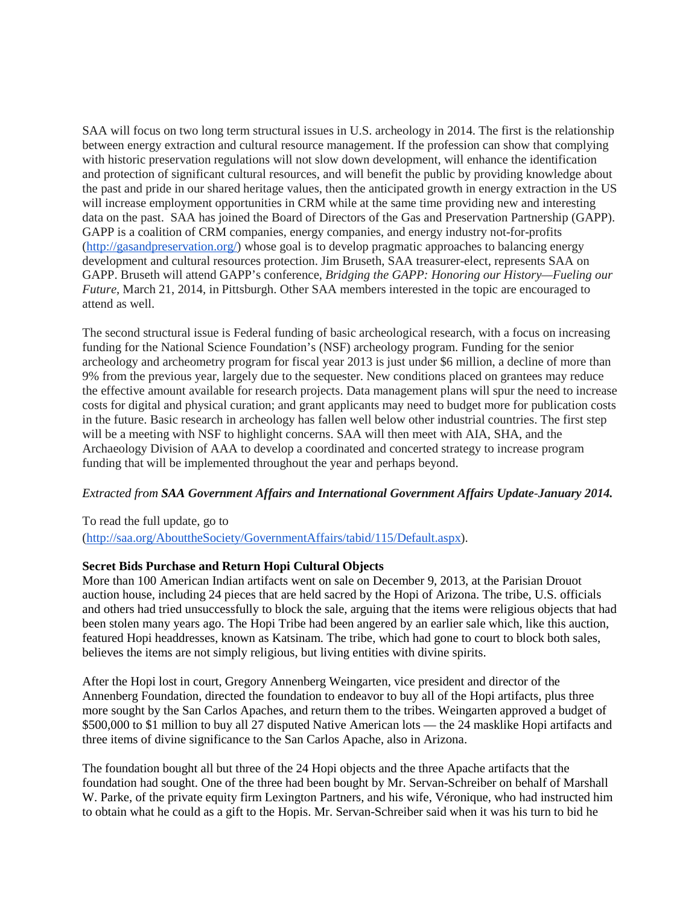SAA will focus on two long term structural issues in U.S. archeology in 2014. The first is the relationship between energy extraction and cultural resource management. If the profession can show that complying with historic preservation regulations will not slow down development, will enhance the identification and protection of significant cultural resources, and will benefit the public by providing knowledge about the past and pride in our shared heritage values, then the anticipated growth in energy extraction in the US will increase employment opportunities in CRM while at the same time providing new and interesting data on the past. SAA has joined the Board of Directors of the Gas and Preservation Partnership (GAPP). GAPP is a coalition of CRM companies, energy companies, and energy industry not-for-profits (http://gasandpreservation.org/) whose goal is to develop pragmatic approaches to balancing energy development and cultural resources protection. Jim Bruseth, SAA treasurer-elect, represents SAA on GAPP. Bruseth will attend GAPP's conference, *Bridging the GAPP: Honoring our History—Fueling our Future*, March 21, 2014, in Pittsburgh. Other SAA members interested in the topic are encouraged to attend as well.

The second structural issue is Federal funding of basic archeological research, with a focus on increasing funding for the National Science Foundation's (NSF) archeology program. Funding for the senior archeology and archeometry program for fiscal year 2013 is just under $6 million, a decline of more than 9% from the previous year, largely due to the sequester. New conditions placed on grantees may reduce the effective amount available for research projects. Data management plans will spur the need to increase costs for digital and physical curation; and grant applicants may need to budget more for publication costs in the future. Basic research in archeology has fallen well below other industrial countries. The first step will be a meeting with NSF to highlight concerns. SAA will then meet with AIA, SHA, and the Archaeology Division of AAA to develop a coordinated and concerted strategy to increase program funding that will be implemented throughout the year and perhaps beyond.

*Extracted from **SAA Government Affairs and International Government Affairs Update-January 2014.***

To read the full update, go to (http://saa.org/AbouttheSociety/GovernmentAffairs/tabid/115/Default.aspx).

**Secret Bids Purchase and Return Hopi Cultural Objects**

More than 100 American Indian artifacts went on sale on December 9, 2013, at the Parisian Drouot auction house, including 24 pieces that are held sacred by the Hopi of Arizona. The tribe, U.S. officials and others had tried unsuccessfully to block the sale, arguing that the items were religious objects that had been stolen many years ago. The Hopi Tribe had been angered by an earlier sale which, like this auction, featured Hopi headdresses, known as Katsinam. The tribe, which had gone to court to block both sales, believes the items are not simply religious, but living entities with divine spirits.

After the Hopi lost in court, Gregory Annenberg Weingarten, vice president and director of the Annenberg Foundation, directed the foundation to endeavor to buy all of the Hopi artifacts, plus three more sought by the San Carlos Apaches, and return them to the tribes. Weingarten approved a budget of $500,000 to $1 million to buy all 27 disputed Native American lots — the 24 masklike Hopi artifacts and three items of divine significance to the San Carlos Apache, also in Arizona.

The foundation bought all but three of the 24 Hopi objects and the three Apache artifacts that the foundation had sought. One of the three had been bought by Mr. Servan-Schreiber on behalf of Marshall W. Parke, of the private equity firm Lexington Partners, and his wife, Véronique, who had instructed him to obtain what he could as a gift to the Hopis. Mr. Servan-Schreiber said when it was his turn to bid he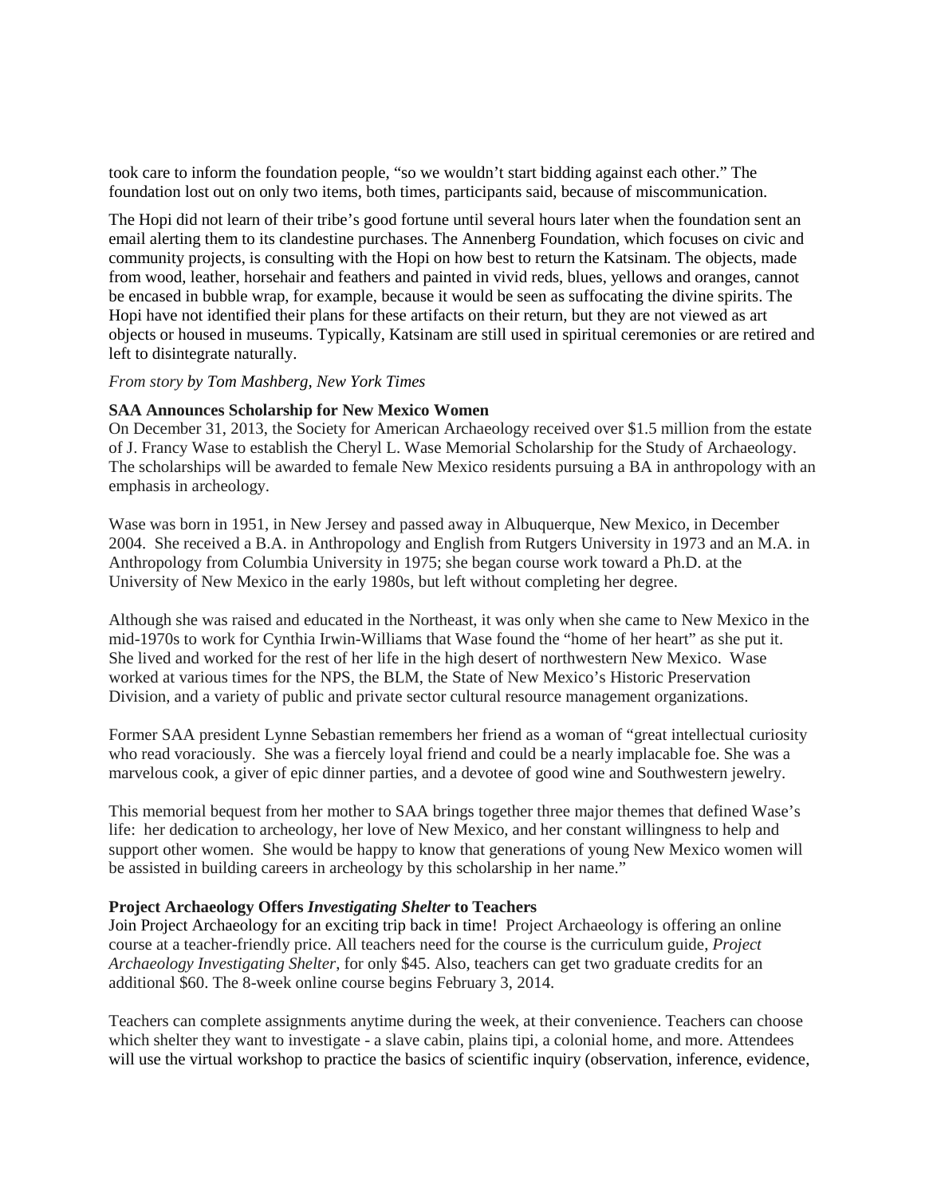took care to inform the foundation people, “so we wouldn’t start bidding against each other.” The foundation lost out on only two items, both times, participants said, because of miscommunication.

The Hopi did not learn of their tribe’s good fortune until several hours later when the foundation sent an email alerting them to its clandestine purchases. The Annenberg Foundation, which focuses on civic and community projects, is consulting with the Hopi on how best to return the Katsinam. The objects, made from wood, leather, horsehair and feathers and painted in vivid reds, blues, yellows and oranges, cannot be encased in bubble wrap, for example, because it would be seen as suffocating the divine spirits. The Hopi have not identified their plans for these artifacts on their return, but they are not viewed as art objects or housed in museums. Typically, Katsinam are still used in spiritual ceremonies or are retired and left to disintegrate naturally.

*From story by Tom Mashberg, New York Times*

**SAA Announces Scholarship for New Mexico Women**

On December 31, 2013, the Society for American Archaeology received over $1.5 million from the estate of J. Francy Wase to establish the Cheryl L. Wase Memorial Scholarship for the Study of Archaeology. The scholarships will be awarded to female New Mexico residents pursuing a BA in anthropology with an emphasis in archeology.

Wase was born in 1951, in New Jersey and passed away in Albuquerque, New Mexico, in December 2004. She received a B.A. in Anthropology and English from Rutgers University in 1973 and an M.A. in Anthropology from Columbia University in 1975; she began course work toward a Ph.D. at the University of New Mexico in the early 1980s, but left without completing her degree.

Although she was raised and educated in the Northeast, it was only when she came to New Mexico in the mid-1970s to work for Cynthia Irwin-Williams that Wase found the “home of her heart” as she put it. She lived and worked for the rest of her life in the high desert of northwestern New Mexico. Wase worked at various times for the NPS, the BLM, the State of New Mexico’s Historic Preservation Division, and a variety of public and private sector cultural resource management organizations.

Former SAA president Lynne Sebastian remembers her friend as a woman of “great intellectual curiosity who read voraciously. She was a fiercely loyal friend and could be a nearly implacable foe. She was a marvelous cook, a giver of epic dinner parties, and a devotee of good wine and Southwestern jewelry.

This memorial bequest from her mother to SAA brings together three major themes that defined Wase’s life: her dedication to archeology, her love of New Mexico, and her constant willingness to help and support other women. She would be happy to know that generations of young New Mexico women will be assisted in building careers in archeology by this scholarship in her name.”

**Project Archaeology Offers *Investigating Shelter* to Teachers**

Join Project Archaeology for an exciting trip back in time! Project Archaeology is offering an online course at a teacher-friendly price. All teachers need for the course is the curriculum guide, *Project Archaeology Investigating Shelter*, for only $45. Also, teachers can get two graduate credits for an additional $60. The 8-week online course begins February 3, 2014.

Teachers can complete assignments anytime during the week, at their convenience. Teachers can choose which shelter they want to investigate - a slave cabin, plains tipi, a colonial home, and more. Attendees will use the virtual workshop to practice the basics of scientific inquiry (observation, inference, evidence,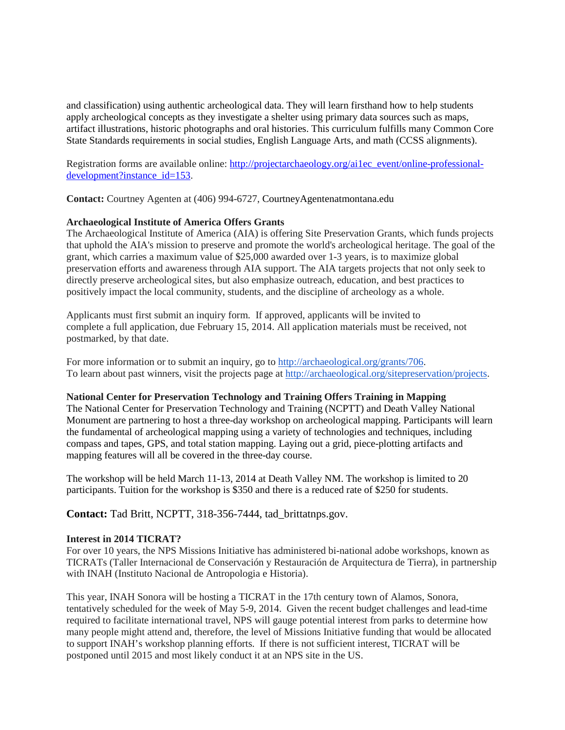and classification) using authentic archeological data. They will learn firsthand how to help students apply archeological concepts as they investigate a shelter using primary data sources such as maps, artifact illustrations, historic photographs and oral histories. This curriculum fulfills many Common Core State Standards requirements in social studies, English Language Arts, and math (CCSS alignments).

Registration forms are available online: [http://projectarchaeology.org/ai1ec_event/online-professional-development?instance_id=153](http://projectarchaeology.org/ai1ec_event/online-professional-development?instance_id=153).

**Contact:** Courtney Agenten at (406) 994-6727, CourtneyAgentenatmontana.edu

**Archaeological Institute of America Offers Grants**

The Archaeological Institute of America (AIA) is offering Site Preservation Grants, which funds projects that uphold the AIA's mission to preserve and promote the world's archeological heritage. The goal of the grant, which carries a maximum value of $25,000 awarded over 1-3 years, is to maximize global preservation efforts and awareness through AIA support. The AIA targets projects that not only seek to directly preserve archeological sites, but also emphasize outreach, education, and best practices to positively impact the local community, students, and the discipline of archeology as a whole.

Applicants must first submit an inquiry form. If approved, applicants will be invited to complete a full application, due February 15, 2014. All application materials must be received, not postmarked, by that date.

For more information or to submit an inquiry, go to [http://archaeological.org/grants/706](http://archaeological.org/grants/706).
To learn about past winners, visit the projects page at [http://archaeological.org/sitepreservation/projects](http://archaeological.org/sitepreservation/projects).

**National Center for Preservation Technology and Training Offers Training in Mapping**

The National Center for Preservation Technology and Training (NCPTT) and Death Valley National Monument are partnering to host a three-day workshop on archeological mapping. Participants will learn the fundamental of archeological mapping using a variety of technologies and techniques, including compass and tapes, GPS, and total station mapping. Laying out a grid, piece-plotting artifacts and mapping features will all be covered in the three-day course.

The workshop will be held March 11-13, 2014 at Death Valley NM. The workshop is limited to 20 participants. Tuition for the workshop is $350 and there is a reduced rate of $250 for students.

**Contact:** Tad Britt, NCPTT, 318-356-7444, tad_brittatnps.gov.

**Interest in 2014 TICRAT?**

For over 10 years, the NPS Missions Initiative has administered bi-national adobe workshops, known as TICRATs (Taller Internacional de Conservación y Restauración de Arquitectura de Tierra), in partnership with INAH (Instituto Nacional de Antropologia e Historia).

This year, INAH Sonora will be hosting a TICRAT in the 17th century town of Alamos, Sonora, tentatively scheduled for the week of May 5-9, 2014. Given the recent budget challenges and lead-time required to facilitate international travel, NPS will gauge potential interest from parks to determine how many people might attend and, therefore, the level of Missions Initiative funding that would be allocated to support INAH's workshop planning efforts. If there is not sufficient interest, TICRAT will be postponed until 2015 and most likely conduct it at an NPS site in the US.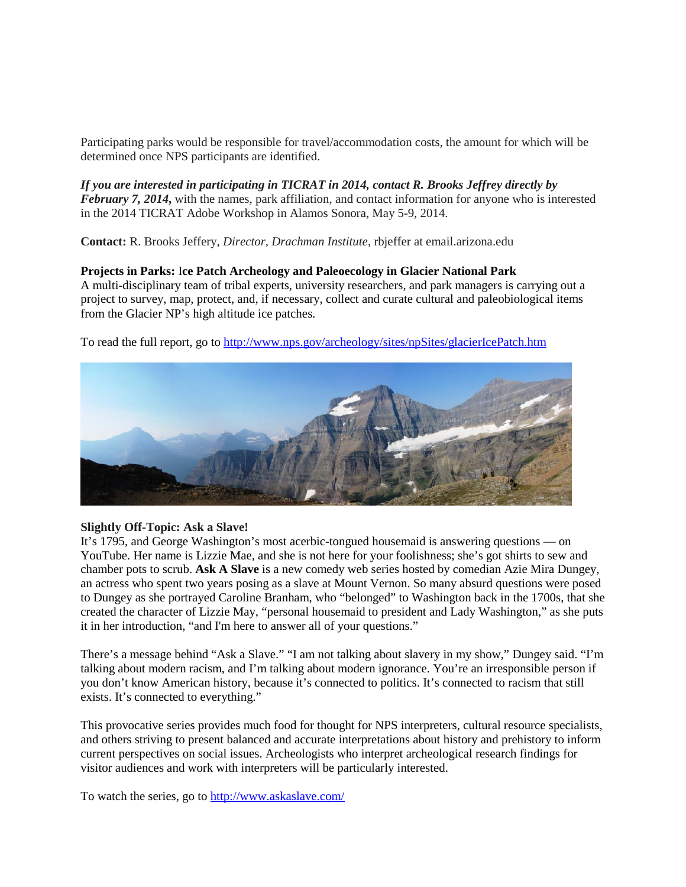Participating parks would be responsible for travel/accommodation costs, the amount for which will be determined once NPS participants are identified.

***If you are interested in participating in TICRAT in 2014, contact R. Brooks Jeffrey directly by February 7, 2014,*** with the names, park affiliation, and contact information for anyone who is interested in the 2014 TICRAT Adobe Workshop in Alamos Sonora, May 5-9, 2014.

**Contact:** R. Brooks Jeffery, *Director, Drachman Institute,* rbjeffer at email.arizona.edu

**Projects in Parks: Ice Patch Archeology and Paleoecology in Glacier National Park**
A multi-disciplinary team of tribal experts, university researchers, and park managers is carrying out a project to survey, map, protect, and, if necessary, collect and curate cultural and paleobiological items from the Glacier NP's high altitude ice patches.

To read the full report, go to http://www.nps.gov/archeology/sites/npSites/glacierIcePatch.htm

**Slightly Off-Topic: Ask a Slave!**
It's 1795, and George Washington's most acerbic-tongued housemaid is answering questions — on YouTube. Her name is Lizzie Mae, and she is not here for your foolishness; she's got shirts to sew and chamber pots to scrub. **Ask A Slave** is a new comedy web series hosted by comedian Azie Mira Dungey, an actress who spent two years posing as a slave at Mount Vernon. So many absurd questions were posed to Dungey as she portrayed Caroline Branham, who "belonged" to Washington back in the 1700s, that she created the character of Lizzie May, "personal housemaid to president and Lady Washington," as she puts it in her introduction, "and I'm here to answer all of your questions."

There's a message behind "Ask a Slave." "I am not talking about slavery in my show," Dungey said. "I'm talking about modern racism, and I'm talking about modern ignorance. You're an irresponsible person if you don't know American history, because it's connected to politics. It's connected to racism that still exists. It's connected to everything."

This provocative series provides much food for thought for NPS interpreters, cultural resource specialists, and others striving to present balanced and accurate interpretations about history and prehistory to inform current perspectives on social issues. Archeologists who interpret archeological research findings for visitor audiences and work with interpreters will be particularly interested.

To watch the series, go to http://www.askaslave.com/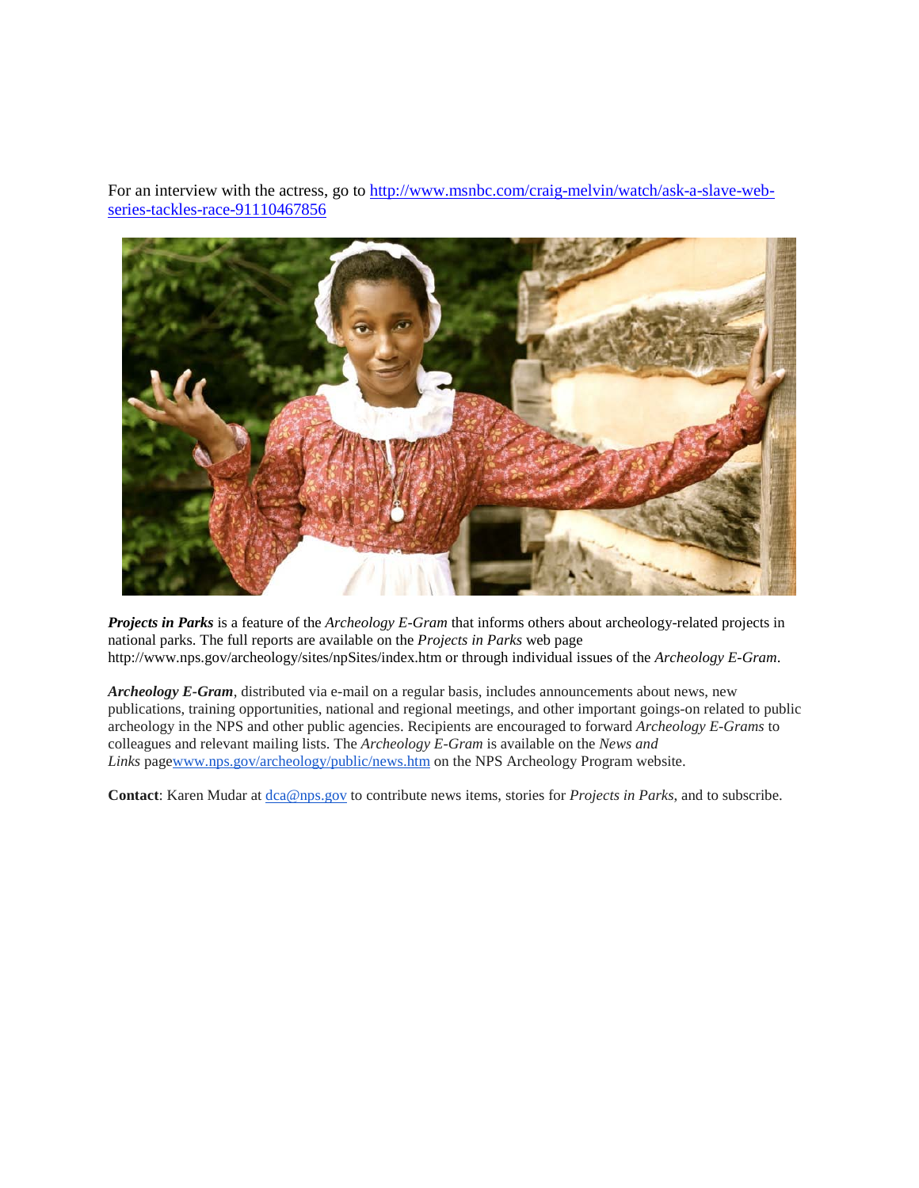For an interview with the actress, go to [http://www.msnbc.com/craig-melvin/watch/ask-a-slave-web-series-tackles-race-91110467856](http://www.msnbc.com/craig-melvin/watch/ask-a-slave-web-series-tackles-race-91110467856)

***Projects in Parks*** is a feature of the *Archeology E-Gram* that informs others about archeology-related projects in national parks. The full reports are available on the *Projects in Parks* web page http://www.nps.gov/archeology/sites/npSites/index.htm or through individual issues of the *Archeology E-Gram*.

***Archeology E-Gram***, distributed via e-mail on a regular basis, includes announcements about news, new publications, training opportunities, national and regional meetings, and other important goings-on related to public archeology in the NPS and other public agencies. Recipients are encouraged to forward *Archeology E-Grams* to colleagues and relevant mailing lists. The *Archeology E-Gram* is available on the *News and Links* page[www.nps.gov/archeology/public/news.htm](www.nps.gov/archeology/public/news.htm) on the NPS Archeology Program website.

**Contact**: Karen Mudar at [dca@nps.gov](mailto:dca@nps.gov) to contribute news items, stories for *Projects in Parks*, and to subscribe.